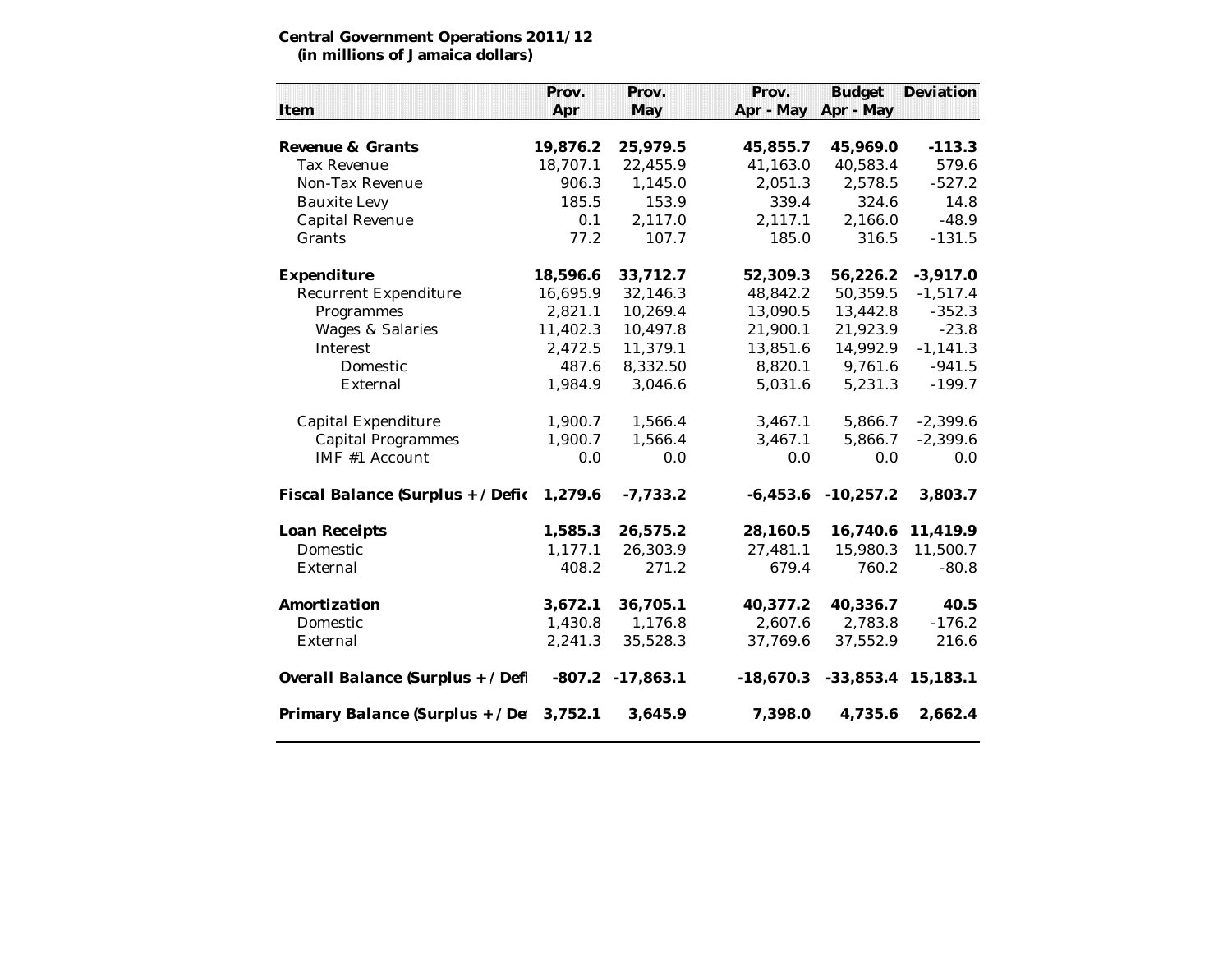**Central Government Operations 2011/12**
**(in millions of Jamaica dollars)**

| Item | Prov. Apr | Prov. May | Prov. Apr - May | Budget Apr - May | Deviation |
|---|---|---|---|---|---|
| **Revenue & Grants** | **19,876.2** | **25,979.5** | **45,855.7** | **45,969.0** | **-113.3** |
| Tax Revenue | 18,707.1 | 22,455.9 | 41,163.0 | 40,583.4 | 579.6 |
| Non-Tax Revenue | 906.3 | 1,145.0 | 2,051.3 | 2,578.5 | -527.2 |
| Bauxite Levy | 185.5 | 153.9 | 339.4 | 324.6 | 14.8 |
| Capital Revenue | 0.1 | 2,117.0 | 2,117.1 | 2,166.0 | -48.9 |
| Grants | 77.2 | 107.7 | 185.0 | 316.5 | -131.5 |
| **Expenditure** | **18,596.6** | **33,712.7** | **52,309.3** | **56,226.2** | **-3,917.0** |
| Recurrent Expenditure | 16,695.9 | 32,146.3 | 48,842.2 | 50,359.5 | -1,517.4 |
| Programmes | 2,821.1 | 10,269.4 | 13,090.5 | 13,442.8 | -352.3 |
| Wages & Salaries | 11,402.3 | 10,497.8 | 21,900.1 | 21,923.9 | -23.8 |
| Interest | 2,472.5 | 11,379.1 | 13,851.6 | 14,992.9 | -1,141.3 |
| Domestic | 487.6 | 8,332.50 | 8,820.1 | 9,761.6 | -941.5 |
| External | 1,984.9 | 3,046.6 | 5,031.6 | 5,231.3 | -199.7 |
| Capital Expenditure | 1,900.7 | 1,566.4 | 3,467.1 | 5,866.7 | -2,399.6 |
| Capital Programmes | 1,900.7 | 1,566.4 | 3,467.1 | 5,866.7 | -2,399.6 |
| IMF #1 Account | 0.0 | 0.0 | 0.0 | 0.0 | 0.0 |
| **Fiscal Balance (Surplus +/Defic** | **1,279.6** | **-7,733.2** | **-6,453.6** | **-10,257.2** | **3,803.7** |
| **Loan Receipts** | **1,585.3** | **26,575.2** | **28,160.5** | **16,740.6** | **11,419.9** |
| Domestic | 1,177.1 | 26,303.9 | 27,481.1 | 15,980.3 | 11,500.7 |
| External | 408.2 | 271.2 | 679.4 | 760.2 | -80.8 |
| **Amortization** | **3,672.1** | **36,705.1** | **40,377.2** | **40,336.7** | **40.5** |
| Domestic | 1,430.8 | 1,176.8 | 2,607.6 | 2,783.8 | -176.2 |
| External | 2,241.3 | 35,528.3 | 37,769.6 | 37,552.9 | 216.6 |
| **Overall Balance (Surplus +/Defi** | **-807.2** | **-17,863.1** | **-18,670.3** | **-33,853.4** | **15,183.1** |
| **Primary Balance (Surplus +/De** | **3,752.1** | **3,645.9** | **7,398.0** | **4,735.6** | **2,662.4** |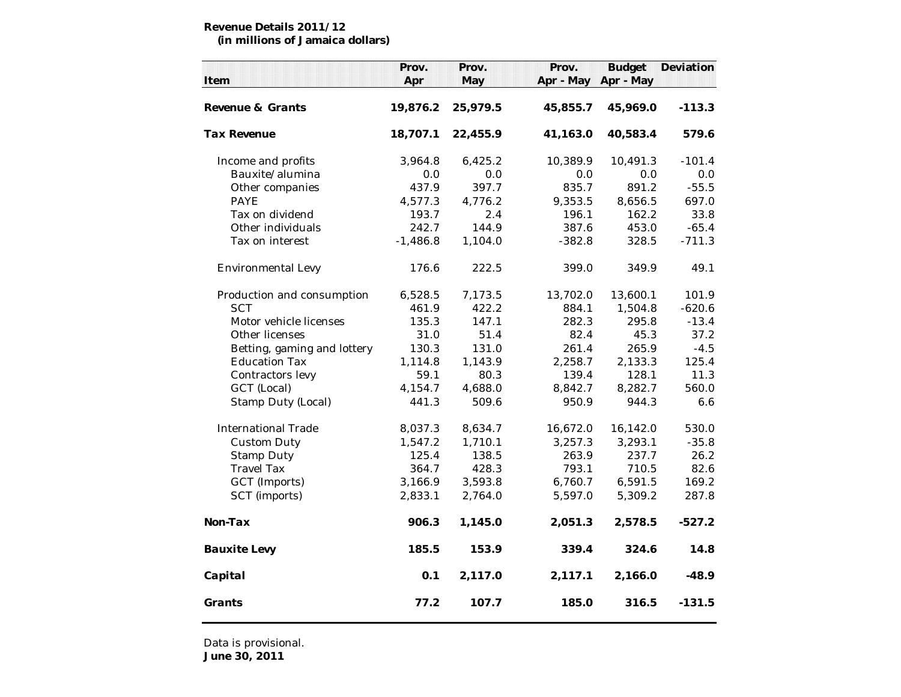**Revenue Details 2011/12**
**(in millions of Jamaica dollars)**

| Item | Prov. Apr | Prov. May | Prov. Apr - May | Budget Apr - May | Deviation |
|---|---|---|---|---|---|
| **Revenue & Grants** | **19,876.2** | **25,979.5** | **45,855.7** | **45,969.0** | **-113.3** |
| **Tax Revenue** | **18,707.1** | **22,455.9** | **41,163.0** | **40,583.4** | **579.6** |
| Income and profits | 3,964.8 | 6,425.2 | 10,389.9 | 10,491.3 | -101.4 |
| Bauxite/alumina | 0.0 | 0.0 | 0.0 | 0.0 | 0.0 |
| Other companies | 437.9 | 397.7 | 835.7 | 891.2 | -55.5 |
| PAYE | 4,577.3 | 4,776.2 | 9,353.5 | 8,656.5 | 697.0 |
| Tax on dividend | 193.7 | 2.4 | 196.1 | 162.2 | 33.8 |
| Other individuals | 242.7 | 144.9 | 387.6 | 453.0 | -65.4 |
| Tax on interest | -1,486.8 | 1,104.0 | -382.8 | 328.5 | -711.3 |
| Environmental Levy | 176.6 | 222.5 | 399.0 | 349.9 | 49.1 |
| Production and consumption | 6,528.5 | 7,173.5 | 13,702.0 | 13,600.1 | 101.9 |
| SCT | 461.9 | 422.2 | 884.1 | 1,504.8 | -620.6 |
| Motor vehicle licenses | 135.3 | 147.1 | 282.3 | 295.8 | -13.4 |
| Other licenses | 31.0 | 51.4 | 82.4 | 45.3 | 37.2 |
| Betting, gaming and lottery | 130.3 | 131.0 | 261.4 | 265.9 | -4.5 |
| Education Tax | 1,114.8 | 1,143.9 | 2,258.7 | 2,133.3 | 125.4 |
| Contractors levy | 59.1 | 80.3 | 139.4 | 128.1 | 11.3 |
| GCT (Local) | 4,154.7 | 4,688.0 | 8,842.7 | 8,282.7 | 560.0 |
| Stamp Duty (Local) | 441.3 | 509.6 | 950.9 | 944.3 | 6.6 |
| International Trade | 8,037.3 | 8,634.7 | 16,672.0 | 16,142.0 | 530.0 |
| Custom Duty | 1,547.2 | 1,710.1 | 3,257.3 | 3,293.1 | -35.8 |
| Stamp Duty | 125.4 | 138.5 | 263.9 | 237.7 | 26.2 |
| Travel Tax | 364.7 | 428.3 | 793.1 | 710.5 | 82.6 |
| GCT (Imports) | 3,166.9 | 3,593.8 | 6,760.7 | 6,591.5 | 169.2 |
| SCT (imports) | 2,833.1 | 2,764.0 | 5,597.0 | 5,309.2 | 287.8 |
| **Non-Tax** | **906.3** | **1,145.0** | **2,051.3** | **2,578.5** | **-527.2** |
| **Bauxite Levy** | **185.5** | **153.9** | **339.4** | **324.6** | **14.8** |
| **Capital** | **0.1** | **2,117.0** | **2,117.1** | **2,166.0** | **-48.9** |
| **Grants** | **77.2** | **107.7** | **185.0** | **316.5** | **-131.5** |

Data is provisional.
**June 30, 2011**